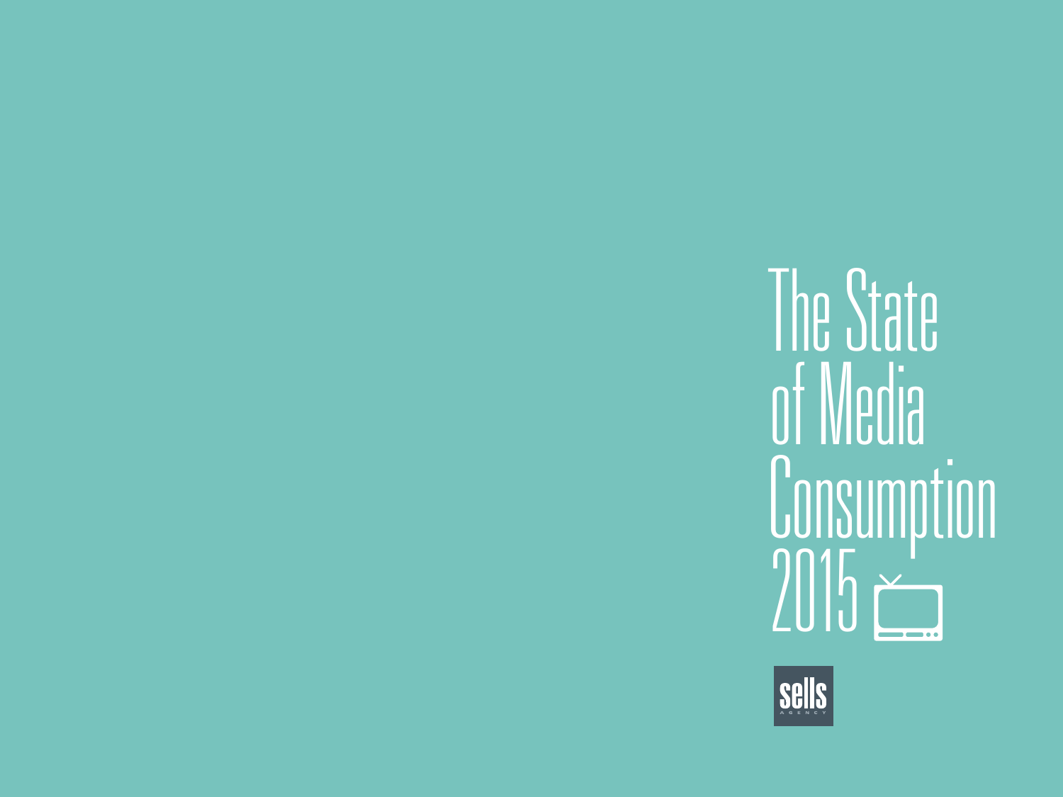# The State of Media Consumption 2015

sells
AGENCY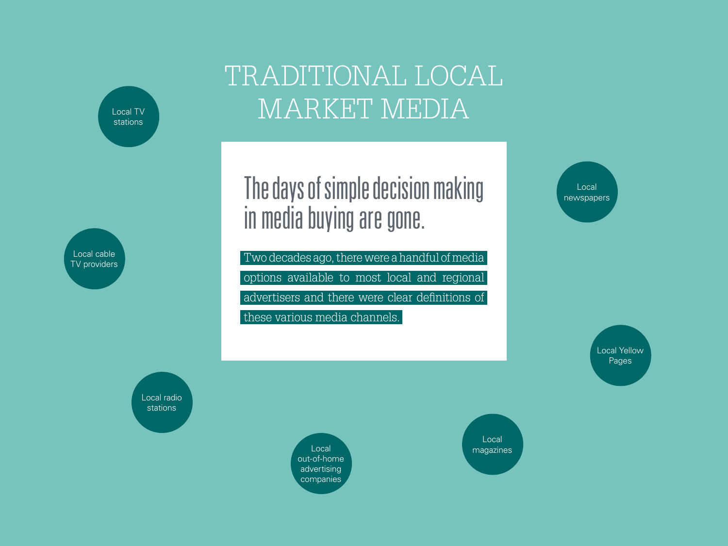# TRADITIONAL LOCAL MARKET MEDIA

## The days of simple decision making in media buying are gone.

Two decades ago, there were a handful of media options available to most local and regional advertisers and there were clear definitions of these various media channels.

- Local TV stations
- Local cable TV providers
- Local radio stations
- Local out-of-home advertising companies
- Local magazines
- Local Yellow Pages
- Local newspapers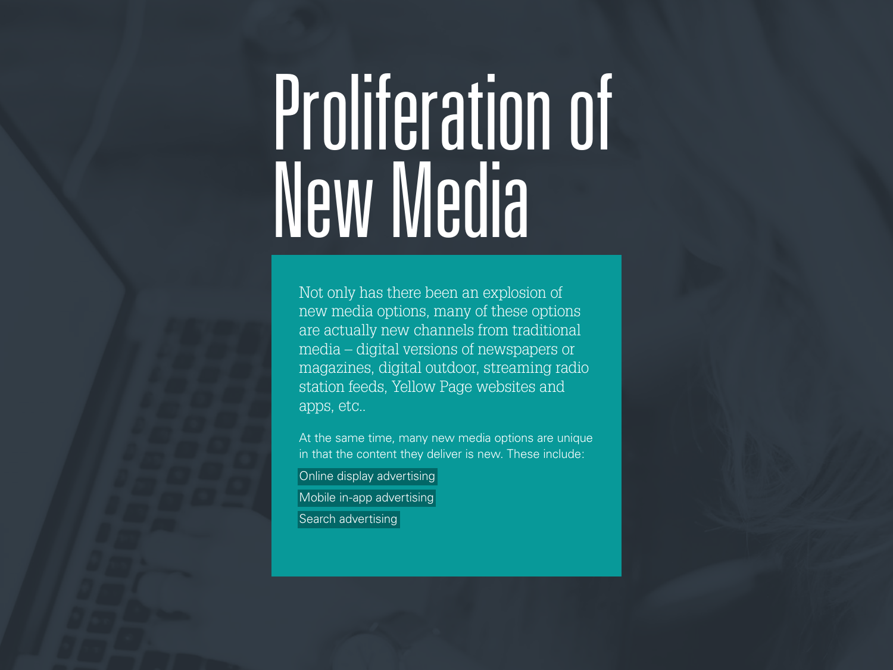# Proliferation of New Media

Not only has there been an explosion of new media options, many of these options are actually new channels from traditional media – digital versions of newspapers or magazines, digital outdoor, streaming radio station feeds, Yellow Page websites and apps, etc..

At the same time, many new media options are unique in that the content they deliver is new. These include:

- Online display advertising
- Mobile in-app advertising
- Search advertising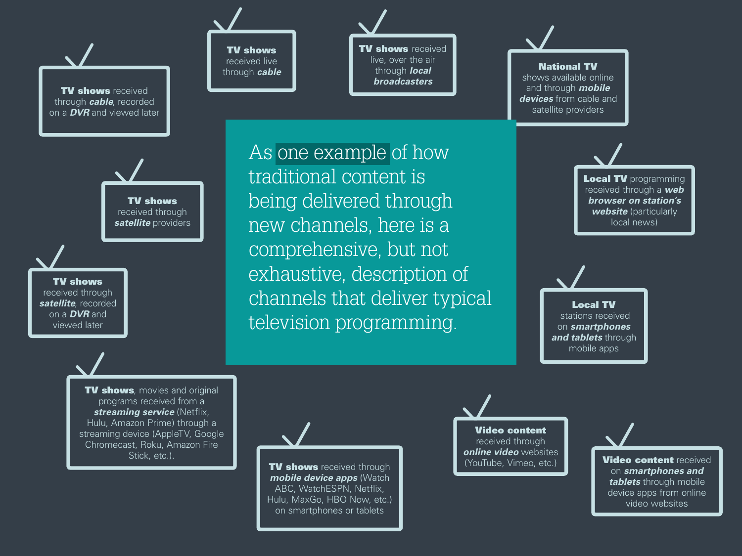As one example of how traditional content is being delivered through new channels, here is a comprehensive, but not exhaustive, description of channels that deliver typical television programming.

- **TV shows** received through ***cable***, recorded on a ***DVR*** and viewed later
- **TV shows** received live through ***cable***
- **TV shows** received live, over the air through ***local broadcasters***
- **National TV** shows available online and through ***mobile devices*** from cable and satellite providers
- **TV shows** received through ***satellite*** providers
- **Local TV** programming received through a ***web browser on station's website*** (particularly local news)
- **TV shows** received through ***satellite***, recorded on a ***DVR*** and viewed later
- **Local TV** stations received on ***smartphones and tablets*** through mobile apps
- **TV shows**, movies and original programs received from a ***streaming service*** (Netflix, Hulu, Amazon Prime) through a streaming device (AppleTV, Google Chromecast, Roku, Amazon Fire Stick, etc.).
- **TV shows** received through ***mobile device apps*** (Watch ABC, WatchESPN, Netflix, Hulu, MaxGo, HBO Now, etc.) on smartphones or tablets
- **Video content** received through ***online video*** websites (YouTube, Vimeo, etc.)
- **Video content** received on ***smartphones and tablets*** through mobile device apps from online video websites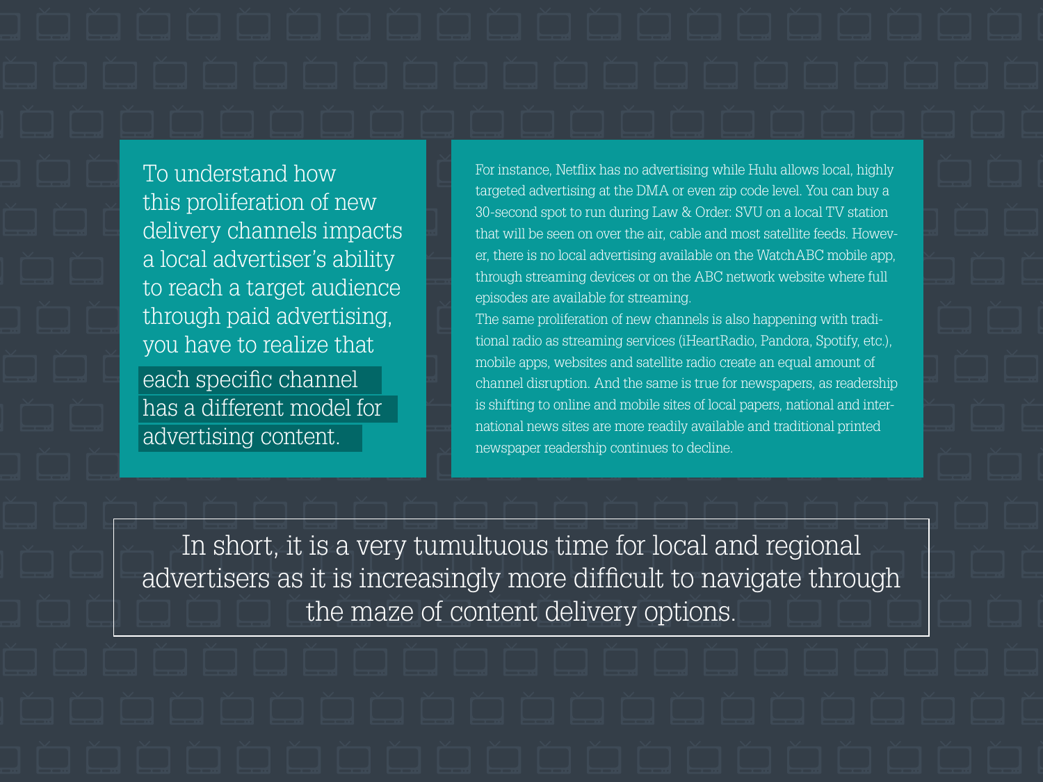To understand how this proliferation of new delivery channels impacts a local advertiser's ability to reach a target audience through paid advertising, you have to realize that **each specific channel has a different model for advertising content.**

For instance, Netflix has no advertising while Hulu allows local, highly targeted advertising at the DMA or even zip code level. You can buy a 30-second spot to run during Law & Order: SVU on a local TV station that will be seen on over the air, cable and most satellite feeds. However, there is no local advertising available on the WatchABC mobile app, through streaming devices or on the ABC network website where full episodes are available for streaming.

The same proliferation of new channels is also happening with traditional radio as streaming services (iHeartRadio, Pandora, Spotify, etc.), mobile apps, websites and satellite radio create an equal amount of channel disruption. And the same is true for newspapers, as readership is shifting to online and mobile sites of local papers, national and international news sites are more readily available and traditional printed newspaper readership continues to decline.

> In short, it is a very tumultuous time for local and regional advertisers as it is increasingly more difficult to navigate through the maze of content delivery options.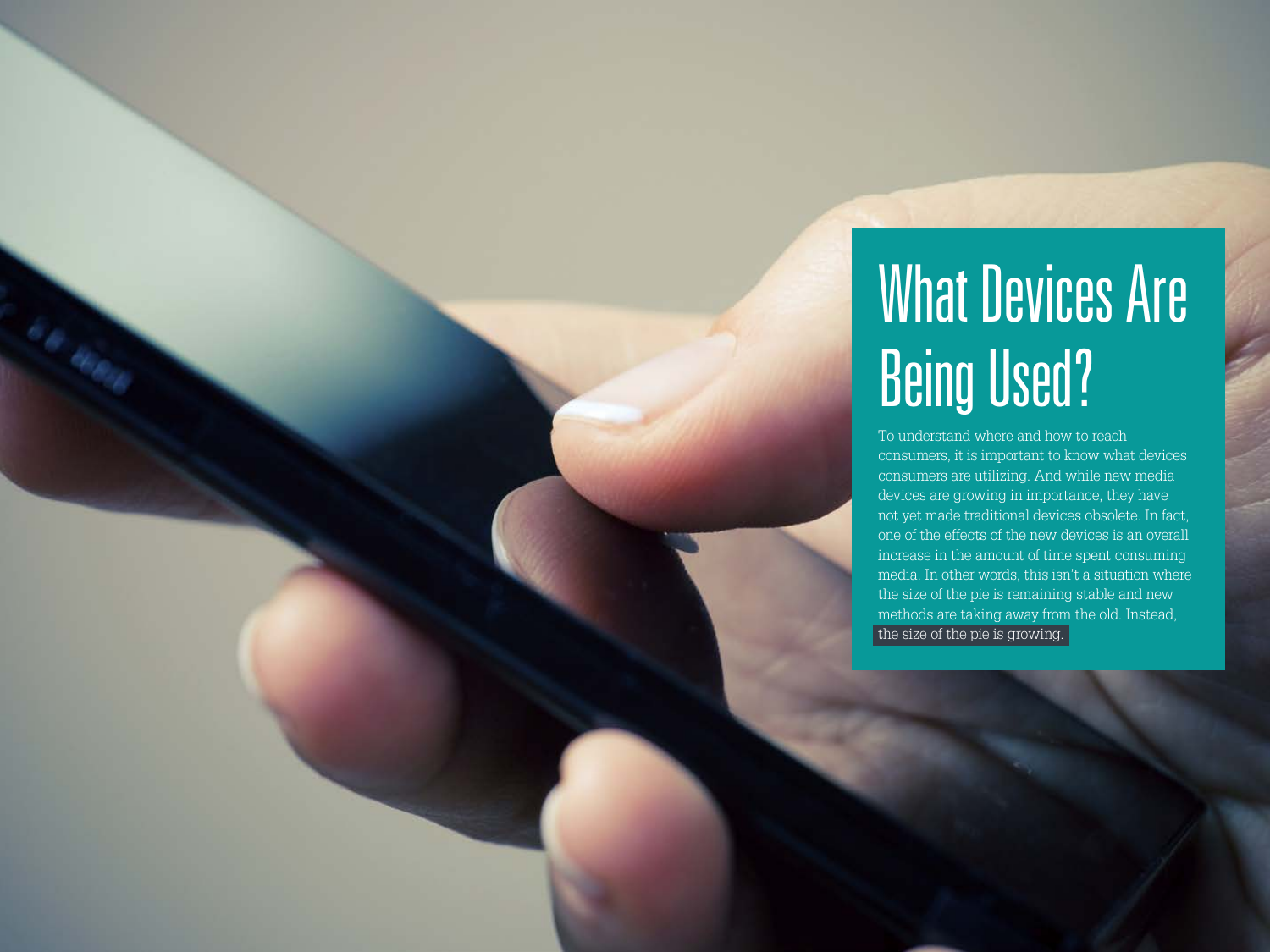# What Devices Are Being Used?

To understand where and how to reach consumers, it is important to know what devices consumers are utilizing. And while new media devices are growing in importance, they have not yet made traditional devices obsolete. In fact, one of the effects of the new devices is an overall increase in the amount of time spent consuming media. In other words, this isn't a situation where the size of the pie is remaining stable and new methods are taking away from the old. Instead, the size of the pie is growing.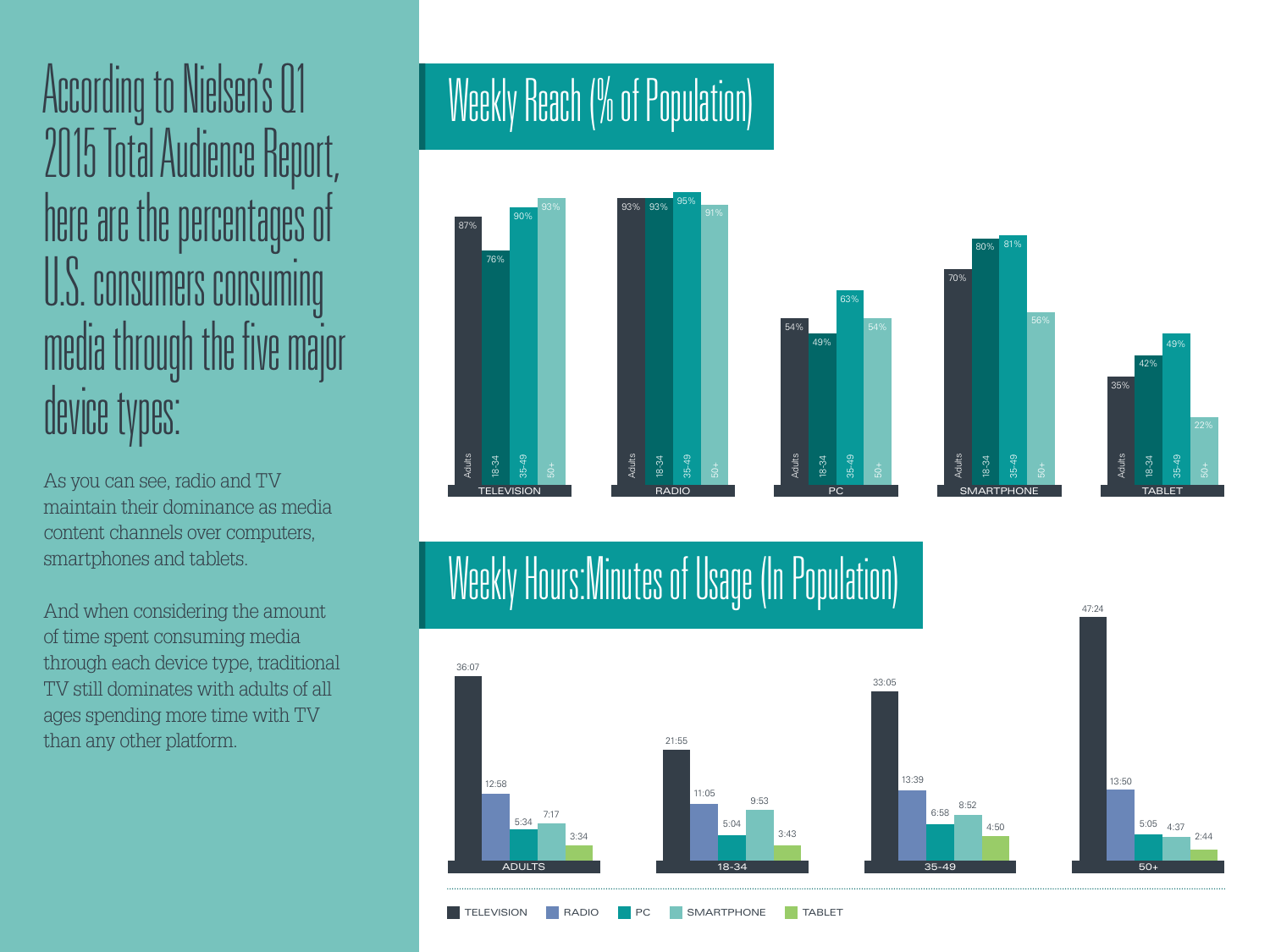# According to Nielsen's Q1 2015 Total Audience Report, here are the percentages of U.S. consumers consuming media through the five major device types:

As you can see, radio and TV maintain their dominance as media content channels over computers, smartphones and tablets.

And when considering the amount of time spent consuming media through each device type, traditional TV still dominates with adults of all ages spending more time with TV than any other platform.

## Weekly Reach (% of Population)

| | Adults | 18-34 | 35-49 | 50+ |
|---|---|---|---|---|
| TELEVISION | 87% | 76% | 90% | 93% |
| RADIO | 93% | 93% | 95% | 91% |
| PC | 54% | 49% | 63% | 54% |
| SMARTPHONE | 70% | 80% | 81% | 56% |
| TABLET | 35% | 42% | 49% | 22% |

## Weekly Hours:Minutes of Usage (In Population)

| | TELEVISION | RADIO | PC | SMARTPHONE | TABLET |
|---|---|---|---|---|---|
| ADULTS | 36:07 | 12:58 | 5:34 | 7:17 | 3:34 |
| 18-34 | 21:55 | 11:05 | 5:04 | 9:53 | 3:43 |
| 35-49 | 33:05 | 13:39 | 6:58 | 8:52 | 4:50 |
| 50+ | 47:24 | 13:50 | 5:05 | 4:37 | 2:44 |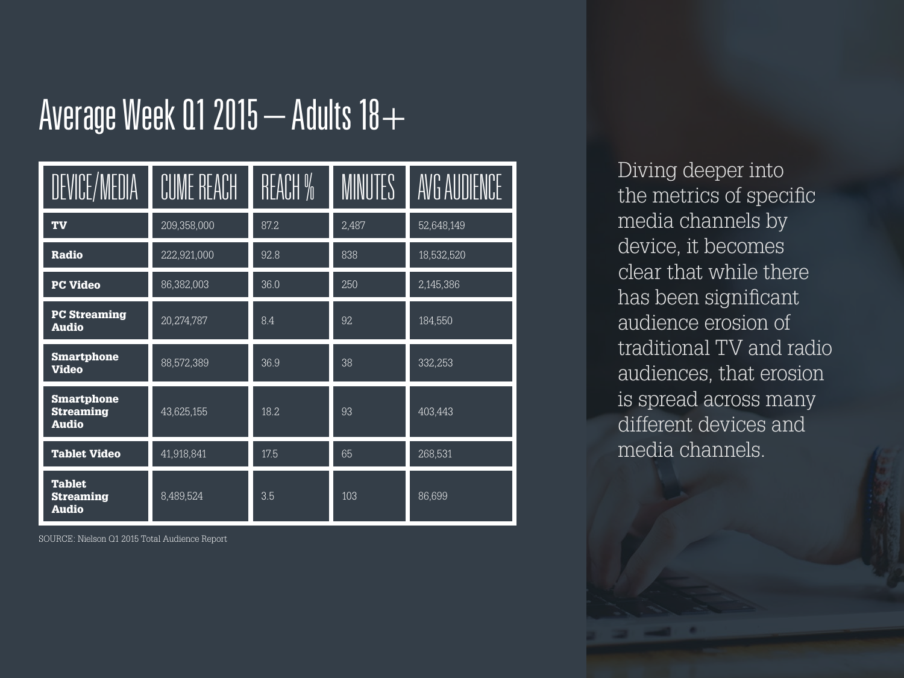# Average Week Q1 2015 — Adults 18+

| DEVICE/MEDIA | CUME REACH | REACH % | MINUTES | AVG AUDIENCE |
|---|---|---|---|---|
| **TV** | 209,358,000 | 87.2 | 2,487 | 52,648,149 |
| **Radio** | 222,921,000 | 92.8 | 838 | 18,532,520 |
| **PC Video** | 86,382,003 | 36.0 | 250 | 2,145,386 |
| **PC Streaming Audio** | 20,274,787 | 8.4 | 92 | 184,550 |
| **Smartphone Video** | 88,572,389 | 36.9 | 38 | 332,253 |
| **Smartphone Streaming Audio** | 43,625,155 | 18.2 | 93 | 403,443 |
| **Tablet Video** | 41,918,841 | 17.5 | 65 | 268,531 |
| **Tablet Streaming Audio** | 8,489,524 | 3.5 | 103 | 86,699 |

SOURCE: Nielson Q1 2015 Total Audience Report

Diving deeper into the metrics of specific media channels by device, it becomes clear that while there has been significant audience erosion of traditional TV and radio audiences, that erosion is spread across many different devices and media channels.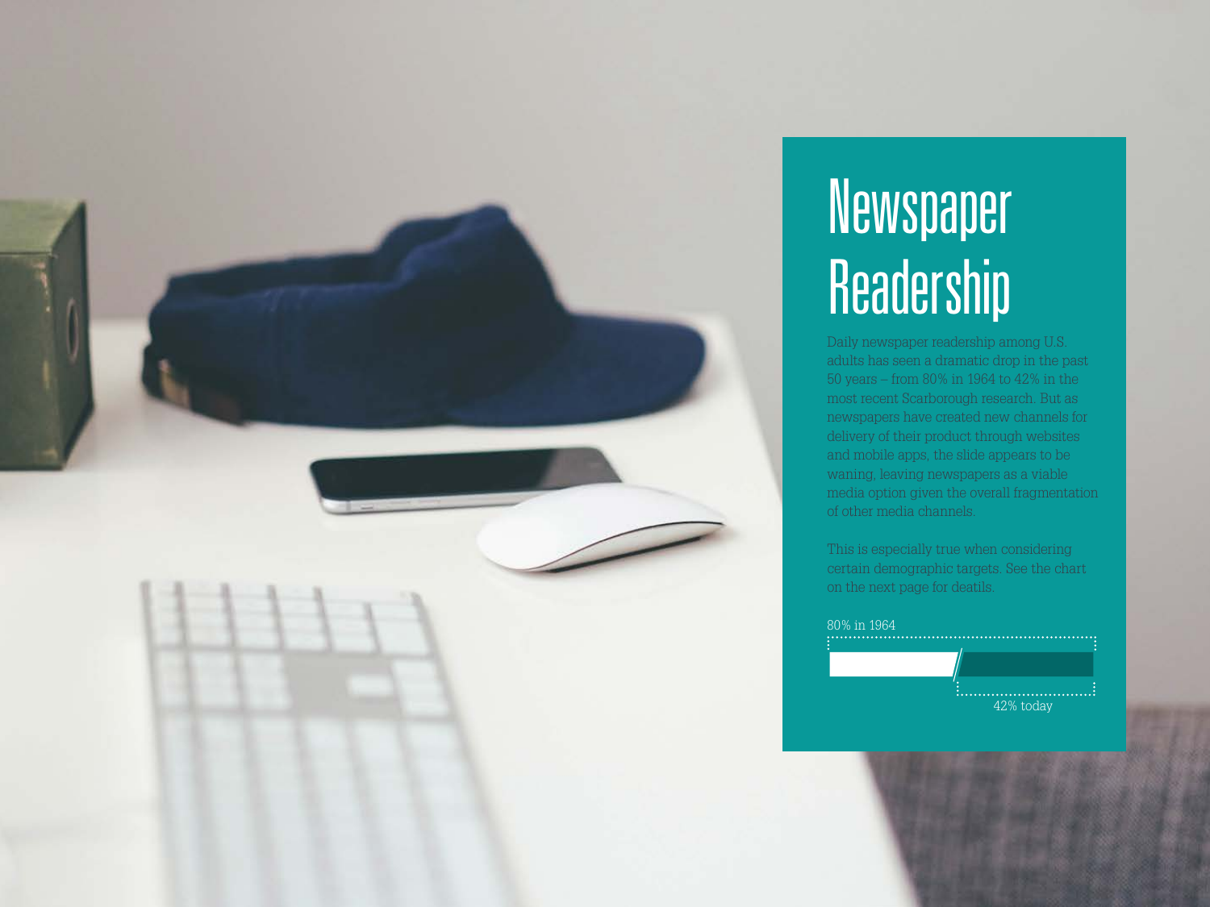# Newspaper Readership

Daily newspaper readership among U.S. adults has seen a dramatic drop in the past 50 years – from 80% in 1964 to 42% in the most recent Scarborough research. But as newspapers have created new channels for delivery of their product through websites and mobile apps, the slide appears to be waning, leaving newspapers as a viable media option given the overall fragmentation of other media channels.

This is especially true when considering certain demographic targets. See the chart on the next page for deatils.

80% in 1964

42% today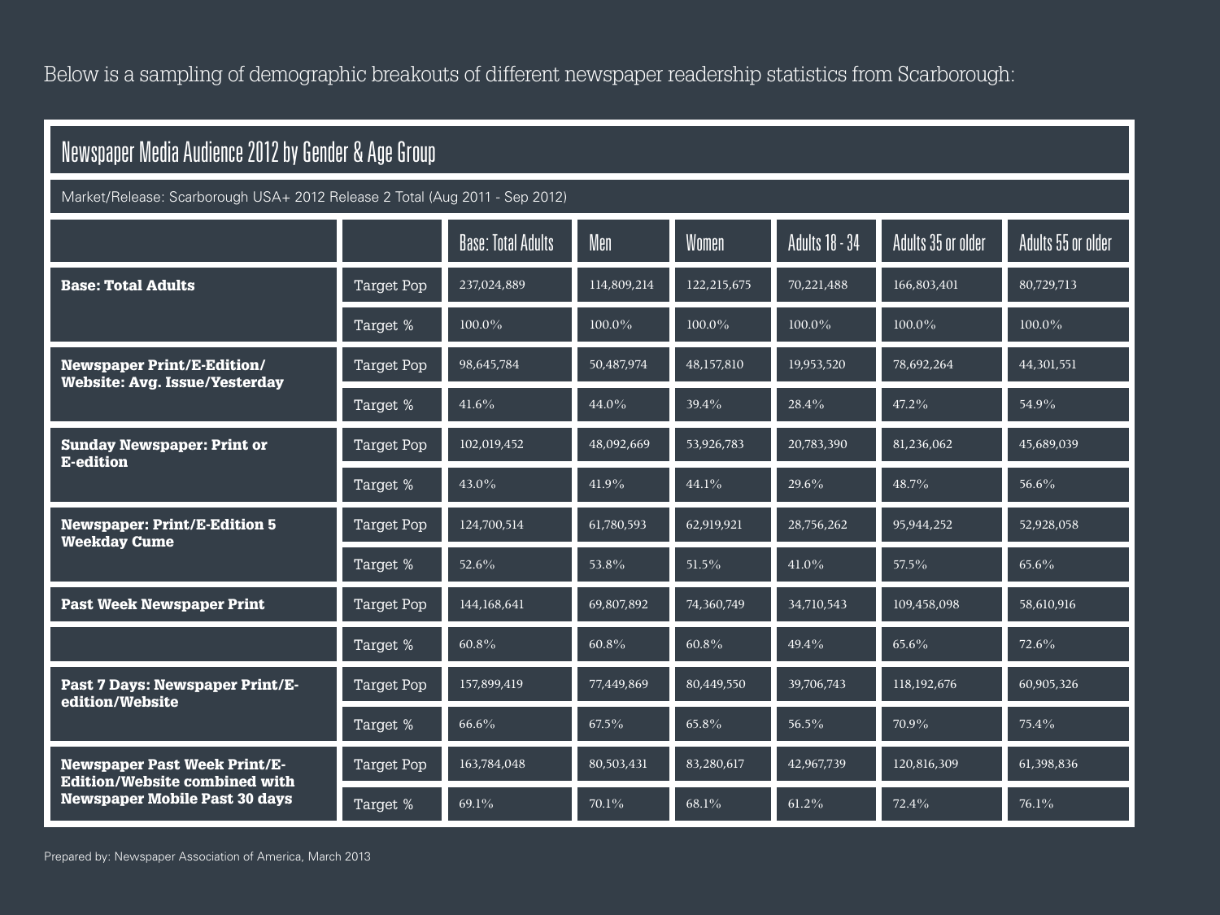Below is a sampling of demographic breakouts of different newspaper readership statistics from Scarborough:

## Newspaper Media Audience 2012 by Gender & Age Group

Market/Release: Scarborough USA+ 2012 Release 2 Total (Aug 2011 - Sep 2012)

| | | Base: Total Adults | Men | Women | Adults 18 - 34 | Adults 35 or older | Adults 55 or older |
|---|---|---|---|---|---|---|---|
| **Base: Total Adults** | Target Pop | 237,024,889 | 114,809,214 | 122,215,675 | 70,221,488 | 166,803,401 | 80,729,713 |
| | Target % | 100.0% | 100.0% | 100.0% | 100.0% | 100.0% | 100.0% |
| **Newspaper Print/E-Edition/ Website: Avg. Issue/Yesterday** | Target Pop | 98,645,784 | 50,487,974 | 48,157,810 | 19,953,520 | 78,692,264 | 44,301,551 |
| | Target % | 41.6% | 44.0% | 39.4% | 28.4% | 47.2% | 54.9% |
| **Sunday Newspaper: Print or E-edition** | Target Pop | 102,019,452 | 48,092,669 | 53,926,783 | 20,783,390 | 81,236,062 | 45,689,039 |
| | Target % | 43.0% | 41.9% | 44.1% | 29.6% | 48.7% | 56.6% |
| **Newspaper: Print/E-Edition 5 Weekday Cume** | Target Pop | 124,700,514 | 61,780,593 | 62,919,921 | 28,756,262 | 95,944,252 | 52,928,058 |
| | Target % | 52.6% | 53.8% | 51.5% | 41.0% | 57.5% | 65.6% |
| **Past Week Newspaper Print** | Target Pop | 144,168,641 | 69,807,892 | 74,360,749 | 34,710,543 | 109,458,098 | 58,610,916 |
| | Target % | 60.8% | 60.8% | 60.8% | 49.4% | 65.6% | 72.6% |
| **Past 7 Days: Newspaper Print/E-edition/Website** | Target Pop | 157,899,419 | 77,449,869 | 80,449,550 | 39,706,743 | 118,192,676 | 60,905,326 |
| | Target % | 66.6% | 67.5% | 65.8% | 56.5% | 70.9% | 75.4% |
| **Newspaper Past Week Print/E-Edition/Website combined with Newspaper Mobile Past 30 days** | Target Pop | 163,784,048 | 80,503,431 | 83,280,617 | 42,967,739 | 120,816,309 | 61,398,836 |
| | Target % | 69.1% | 70.1% | 68.1% | 61.2% | 72.4% | 76.1% |

Prepared by: Newspaper Association of America, March 2013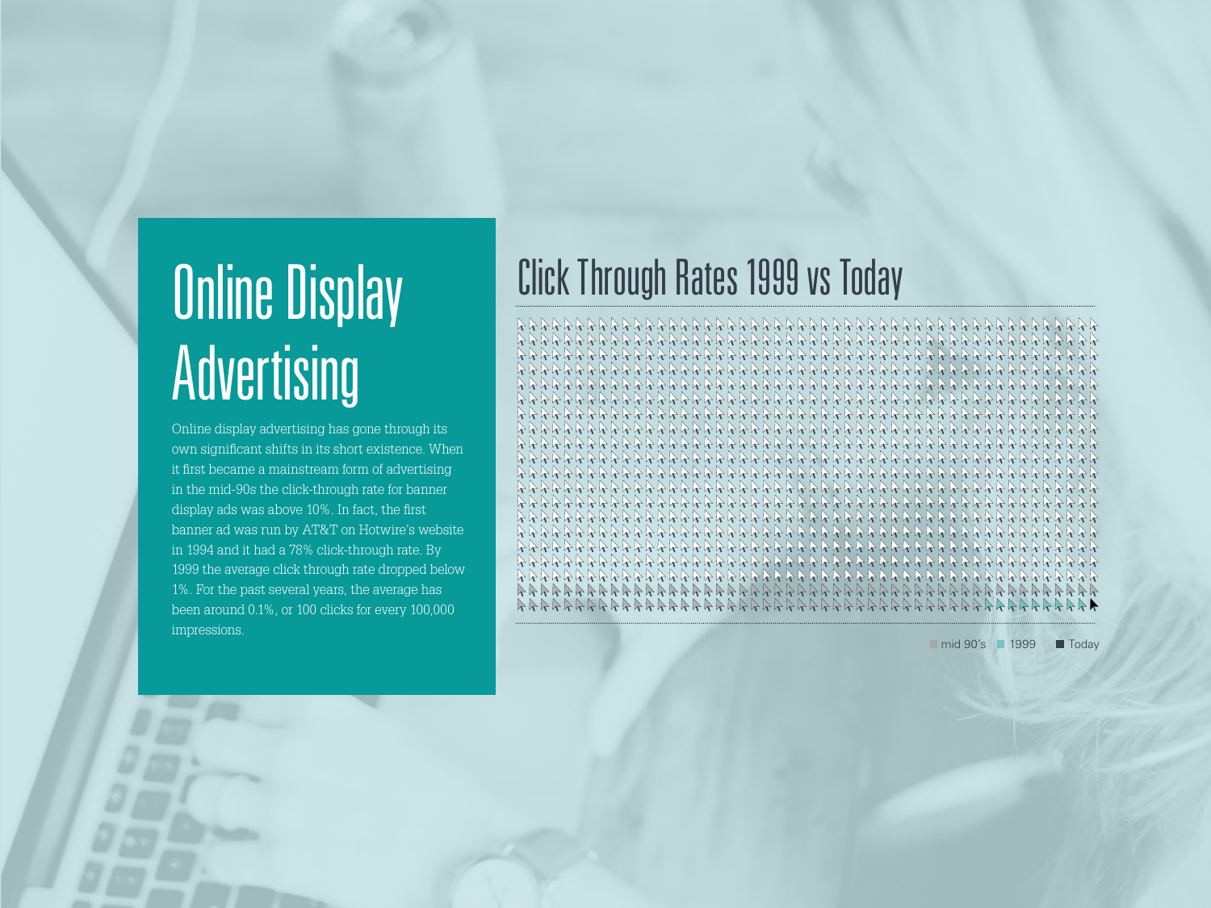# Online Display Advertising

Online display advertising has gone through its own significant shifts in its short existence. When it first became a mainstream form of advertising in the mid-90s the click-through rate for banner display ads was above 10%. In fact, the first banner ad was run by AT&T on Hotwire's website in 1994 and it had a 78% click-through rate. By 1999 the average click through rate dropped below 1%. For the past several years, the average has been around 0.1%, or 100 clicks for every 100,000 impressions.

## Click Through Rates 1999 vs Today

mid 90's · 1999 · Today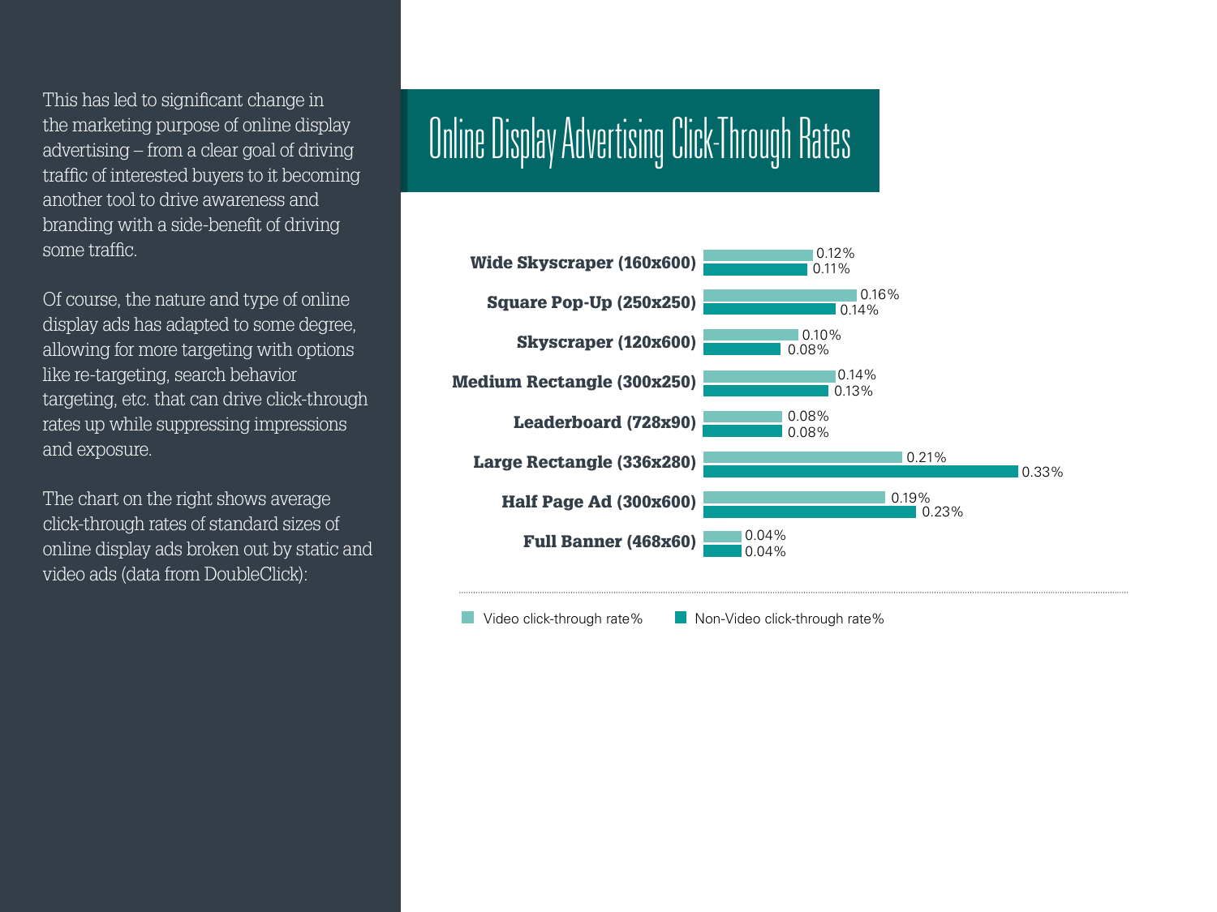This has led to significant change in the marketing purpose of online display advertising – from a clear goal of driving traffic of interested buyers to it becoming another tool to drive awareness and branding with a side-benefit of driving some traffic.

Of course, the nature and type of online display ads has adapted to some degree, allowing for more targeting with options like re-targeting, search behavior targeting, etc. that can drive click-through rates up while suppressing impressions and exposure.

The chart on the right shows average click-through rates of standard sizes of online display ads broken out by static and video ads (data from DoubleClick):

# Online Display Advertising Click-Through Rates

| Ad Size | Video click-through rate% | Non-Video click-through rate% |
|---|---|---|
| Wide Skyscraper (160x600) | 0.12% | 0.11% |
| Square Pop-Up (250x250) | 0.16% | 0.14% |
| Skyscraper (120x600) | 0.10% | 0.08% |
| Medium Rectangle (300x250) | 0.14% | 0.13% |
| Leaderboard (728x90) | 0.08% | 0.08% |
| Large Rectangle (336x280) | 0.21% | 0.33% |
| Half Page Ad (300x600) | 0.19% | 0.23% |
| Full Banner (468x60) | 0.04% | 0.04% |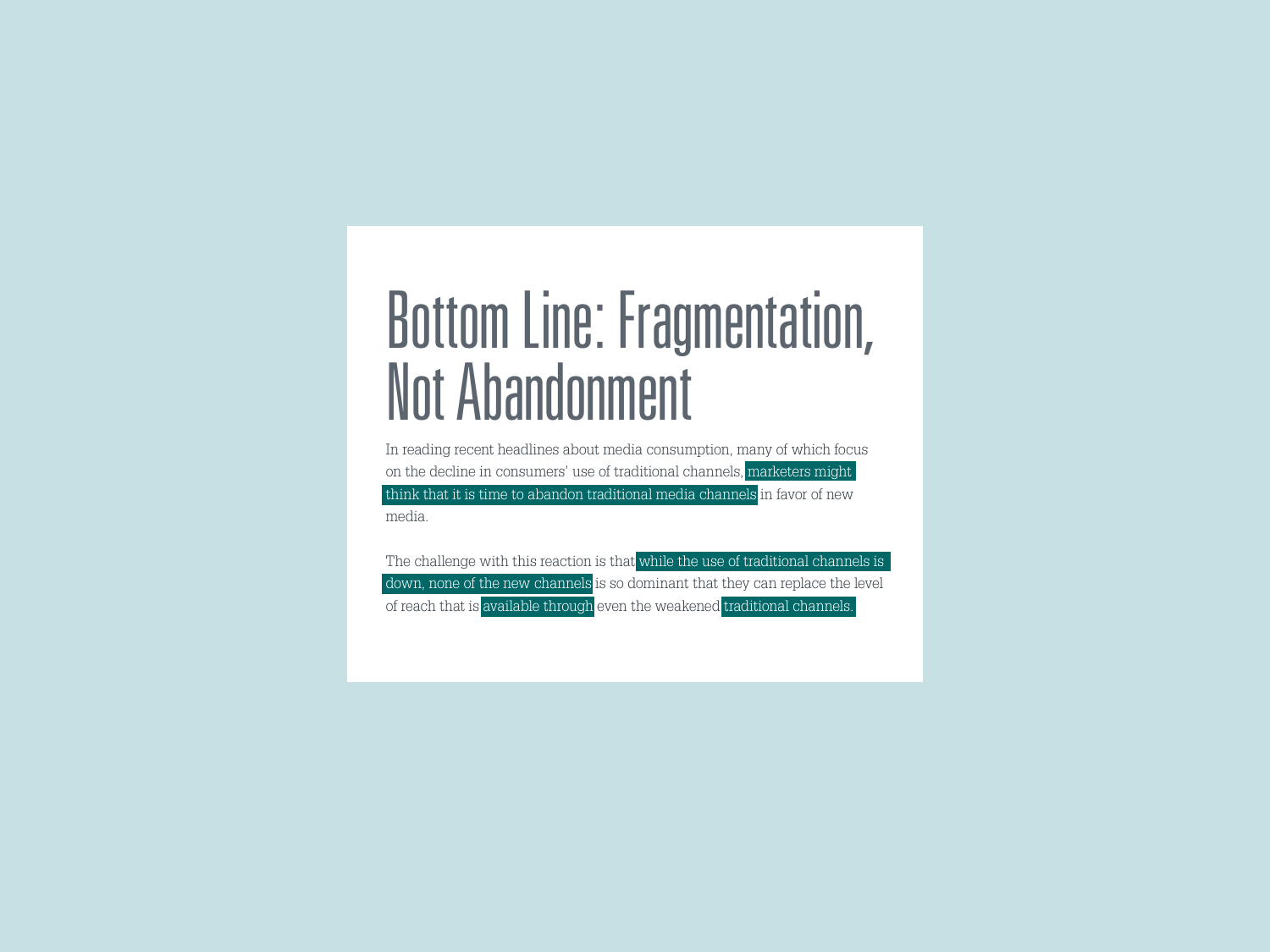# Bottom Line: Fragmentation, Not Abandonment

In reading recent headlines about media consumption, many of which focus on the decline in consumers' use of traditional channels, marketers might think that it is time to abandon traditional media channels in favor of new media.

The challenge with this reaction is that while the use of traditional channels is down, none of the new channels is so dominant that they can replace the level of reach that is available through even the weakened traditional channels.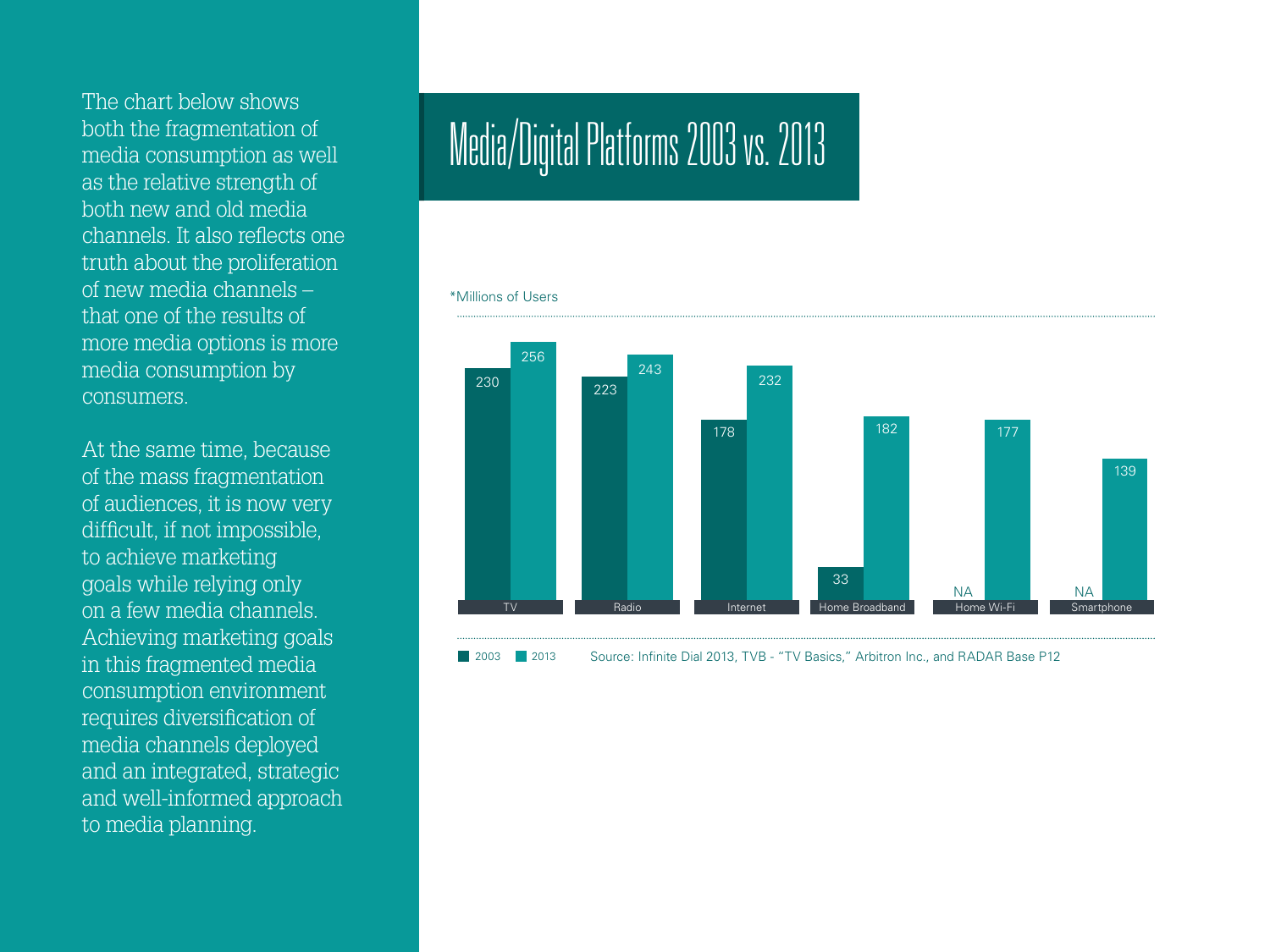The chart below shows both the fragmentation of media consumption as well as the relative strength of both new and old media channels. It also reflects one truth about the proliferation of new media channels – that one of the results of more media options is more media consumption by consumers.

At the same time, because of the mass fragmentation of audiences, it is now very difficult, if not impossible, to achieve marketing goals while relying only on a few media channels. Achieving marketing goals in this fragmented media consumption environment requires diversification of media channels deployed and an integrated, strategic and well-informed approach to media planning.

# Media/Digital Platforms 2003 vs. 2013

*Millions of Users

| Platform | 2003 | 2013 |
|---|---|---|
| TV | 230 | 256 |
| Radio | 223 | 243 |
| Internet | 178 | 232 |
| Home Broadband | 33 | 182 |
| Home Wi-Fi | NA | 177 |
| Smartphone | NA | 139 |

Source: Infinite Dial 2013, TVB - "TV Basics," Arbitron Inc., and RADAR Base P12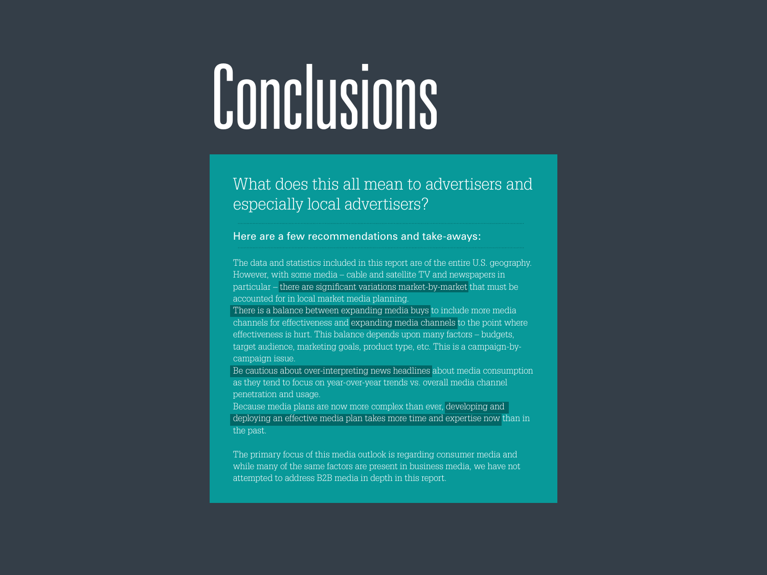# Conclusions

## What does this all mean to advertisers and especially local advertisers?

### Here are a few recommendations and take-aways:

The data and statistics included in this report are of the entire U.S. geography. However, with some media – cable and satellite TV and newspapers in particular – there are significant variations market-by-market that must be accounted for in local market media planning.

There is a balance between expanding media buys to include more media channels for effectiveness and expanding media channels to the point where effectiveness is hurt. This balance depends upon many factors – budgets, target audience, marketing goals, product type, etc. This is a campaign-by-campaign issue.

Be cautious about over-interpreting news headlines about media consumption as they tend to focus on year-over-year trends vs. overall media channel penetration and usage.

Because media plans are now more complex than ever, developing and deploying an effective media plan takes more time and expertise now than in the past.

The primary focus of this media outlook is regarding consumer media and while many of the same factors are present in business media, we have not attempted to address B2B media in depth in this report.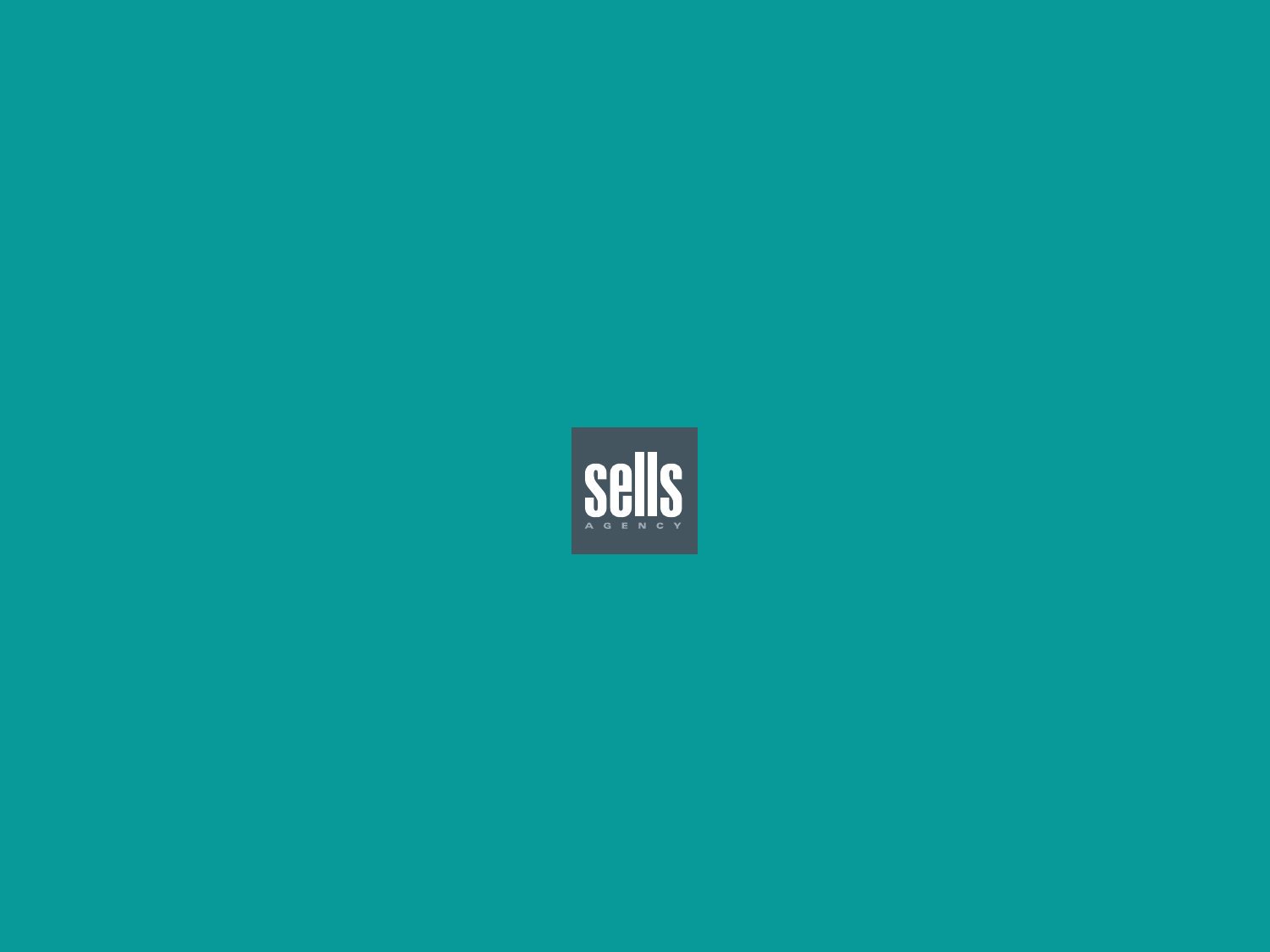sells

AGENCY